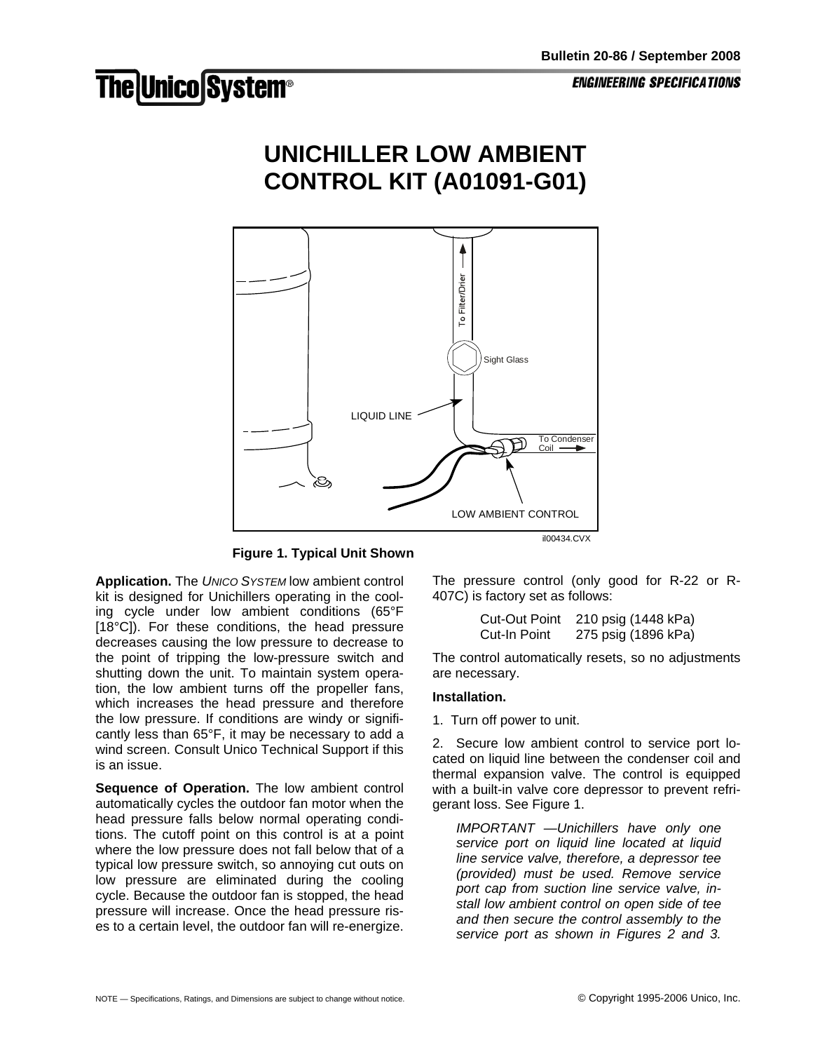Bulletin 20-86 / September 2008

**ENGINEERING SPECIFICATIONS**

# UNICHILLER LOW AMBIENT CONTROL KIT (A01091-G01)

**Figure 1. Typical Unit Shown**

**Application.** The *UNICO SYSTEM* low ambient control kit is designed for Unichillers operating in the cooling cycle under low ambient conditions (65°F [18°C]). For these conditions, the head pressure decreases causing the low pressure to decrease to the point of tripping the low-pressure switch and shutting down the unit. To maintain system operation, the low ambient turns off the propeller fans, which increases the head pressure and therefore the low pressure. If conditions are windy or significantly less than 65°F, it may be necessary to add a wind screen. Consult Unico Technical Support if this is an issue.

**Sequence of Operation.** The low ambient control automatically cycles the outdoor fan motor when the head pressure falls below normal operating conditions. The cutoff point on this control is at a point where the low pressure does not fall below that of a typical low pressure switch, so annoying cut outs on low pressure are eliminated during the cooling cycle. Because the outdoor fan is stopped, the head pressure will increase. Once the head pressure rises to a certain level, the outdoor fan will re-energize.

The pressure control (only good for R-22 or R-407C) is factory set as follows:

| | |
|---|---|
| Cut-Out Point | 210 psig (1448 kPa) |
| Cut-In Point | 275 psig (1896 kPa) |

The control automatically resets, so no adjustments are necessary.

**Installation.**

1. Turn off power to unit.

2. Secure low ambient control to service port located on liquid line between the condenser coil and thermal expansion valve. The control is equipped with a built-in valve core depressor to prevent refrigerant loss. See Figure 1.

   *IMPORTANT —Unichillers have only one service port on liquid line located at liquid line service valve, therefore, a depressor tee (provided) must be used. Remove service port cap from suction line service valve, install low ambient control on open side of tee and then secure the control assembly to the service port as shown in Figures 2 and 3.*

NOTE — Specifications, Ratings, and Dimensions are subject to change without notice.

© Copyright 1995-2006 Unico, Inc.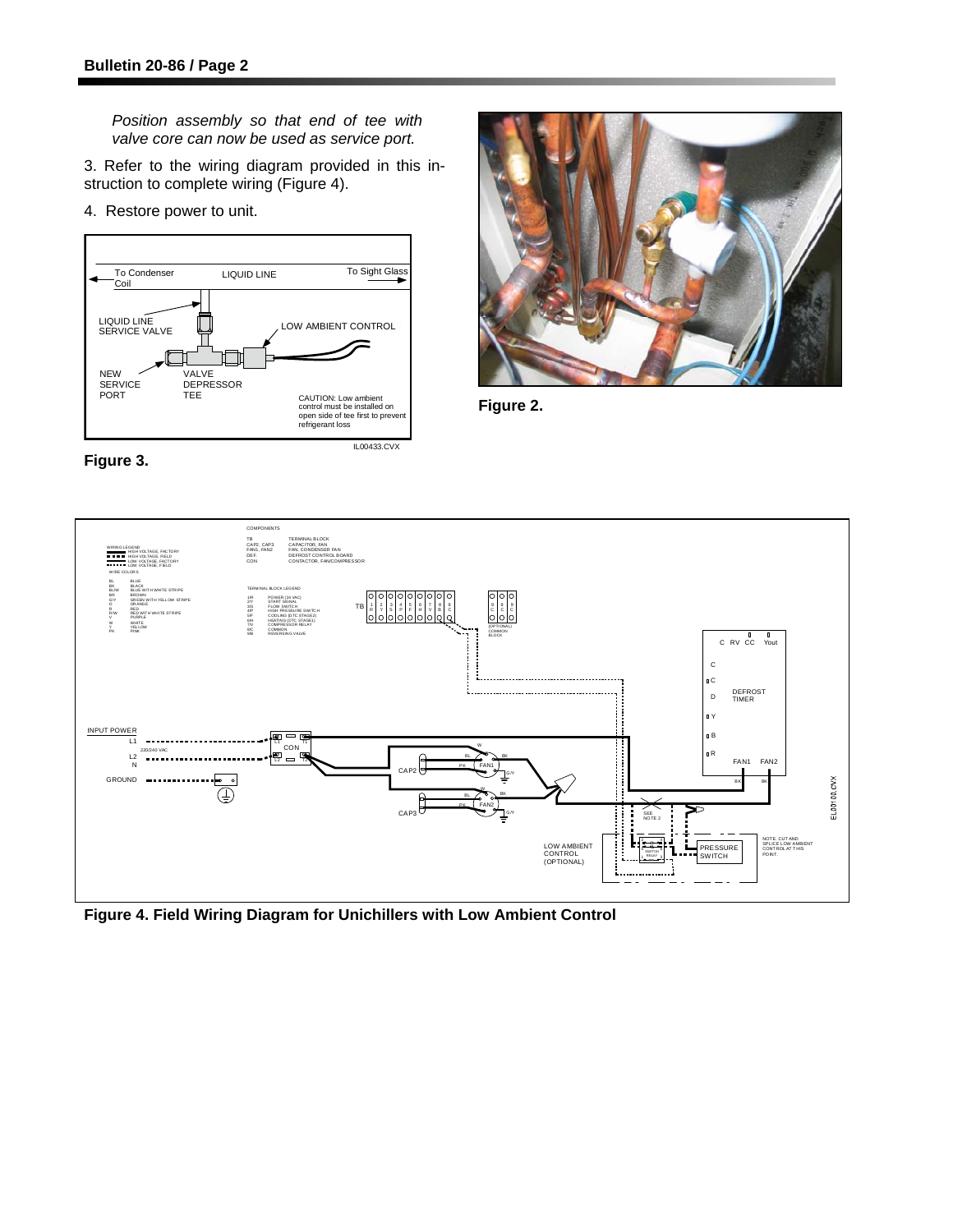*Position assembly so that end of tee with valve core can now be used as service port.*

3. Refer to the wiring diagram provided in this instruction to complete wiring (Figure 4).

4. Restore power to unit.

To Condenser Coil

LIQUID LINE

To Sight Glass

LIQUID LINE SERVICE VALVE

LOW AMBIENT CONTROL

NEW SERVICE PORT

VALVE DEPRESSOR TEE

CAUTION: Low ambient control must be installed on open side of tee first to prevent refrigerant loss

IL00433.CVX

**Figure 3.**

**Figure 2.**

COMPONENTS

TB TERMINAL BLOCK
CAP2, CAP3 CAPACITOR, FAN
FAN1, FAN2 FAN, CONDENSER FAN
DEF. DEFROST CONTROL BOARD
CON CONTACTOR, FAN/COMPRESSOR

WIRING LEGEND
HIGH VOLTAGE, FACTORY
HIGH VOLTAGE, FIELD
LOW VOLTAGE, FACTORY
LOW VOLTAGE, FIELD

WIRE COLORS
BL BLUE
BK BLACK
BL/W BLUE WITH WHITE STRIPE
BR BROWN
G/Y GREEN WITH YELLOW STRIPE
O ORANGE
R RED
R/W RED WITH WHITE STRIPE
V PURPLE
W WHITE
Y YELLOW
PK PINK

TERMINAL BLOCK LEGEND
1/R POWER (24 VAC)
2/Y START SIGNAL
3/S FLOW SWITCH
4/P HIGH PRESSURE SWITCH
5/F COOLING (DTC STAGE2)
6/H HEATING (DTC STAGE1)
7/V COMPRESSOR RELAY
8/C COMMON
9/B REVERSING VALVE

TB 1 R 2 Y 3 S 4 P 5 F 6 H 7 V 8 B 9 C

9 C 9 C 9 C (OPTIONAL) COMMON BLOCK

C RV CC Yout

C C D Y B R

DEFROST TIMER

FAN1 FAN2

INPUT POWER L1 220/240 VAC L2 N GROUND

CON L1 T1 L2 T2

CAP2 FAN1 CAP3 FAN2

W BL BK PK G/Y

BK BK

SEE NOTE 2

LOW AMBIENT CONTROL (OPTIONAL)

PRESSURE SWITCH

NOTE: CUT AND SPLICE LOW AMBIENT CONTROL AT THIS POINT.

EL00100.CVX

**Figure 4. Field Wiring Diagram for Unichillers with Low Ambient Control**